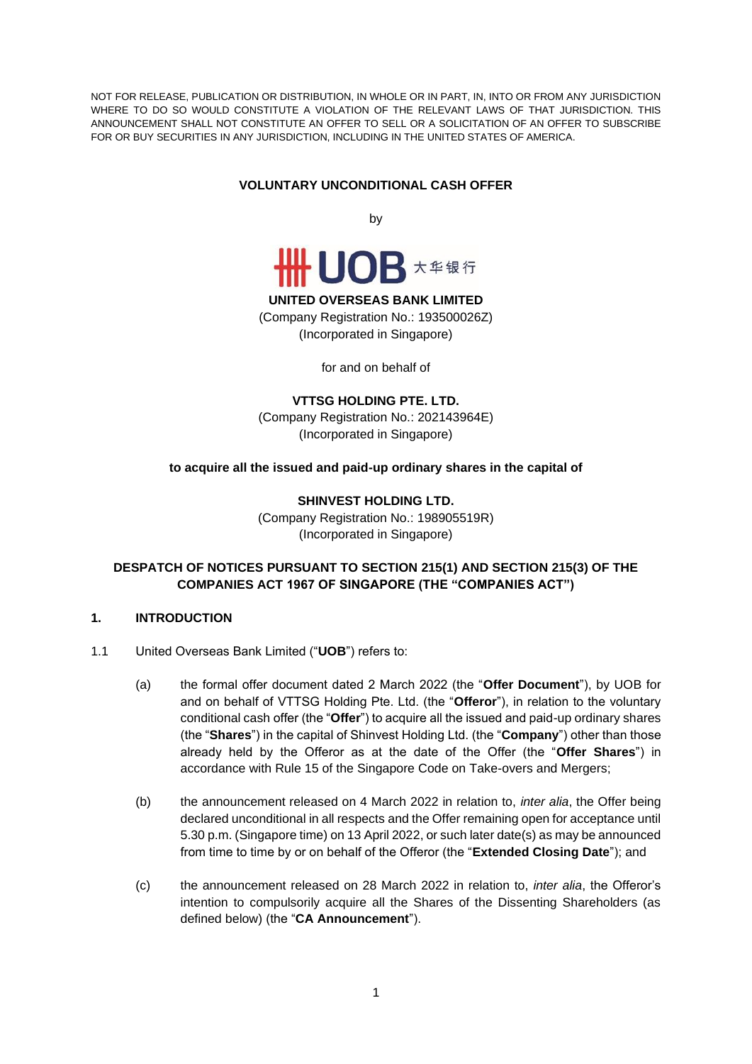NOT FOR RELEASE, PUBLICATION OR DISTRIBUTION, IN WHOLE OR IN PART, IN, INTO OR FROM ANY JURISDICTION WHERE TO DO SO WOULD CONSTITUTE A VIOLATION OF THE RELEVANT LAWS OF THAT JURISDICTION. THIS ANNOUNCEMENT SHALL NOT CONSTITUTE AN OFFER TO SELL OR A SOLICITATION OF AN OFFER TO SUBSCRIBE FOR OR BUY SECURITIES IN ANY JURISDICTION, INCLUDING IN THE UNITED STATES OF AMERICA.

**VOLUNTARY UNCONDITIONAL CASH OFFER**

by

UOB 大华银行

**UNITED OVERSEAS BANK LIMITED**
(Company Registration No.: 193500026Z)
(Incorporated in Singapore)

for and on behalf of

**VTTSG HOLDING PTE. LTD.**
(Company Registration No.: 202143964E)
(Incorporated in Singapore)

**to acquire all the issued and paid-up ordinary shares in the capital of**

**SHINVEST HOLDING LTD.**
(Company Registration No.: 198905519R)
(Incorporated in Singapore)

**DESPATCH OF NOTICES PURSUANT TO SECTION 215(1) AND SECTION 215(3) OF THE COMPANIES ACT 1967 OF SINGAPORE (THE "COMPANIES ACT")**

## 1. INTRODUCTION

1.1 United Overseas Bank Limited ("**UOB**") refers to:

(a) the formal offer document dated 2 March 2022 (the "**Offer Document**"), by UOB for and on behalf of VTTSG Holding Pte. Ltd. (the "**Offeror**"), in relation to the voluntary conditional cash offer (the "**Offer**") to acquire all the issued and paid-up ordinary shares (the "**Shares**") in the capital of Shinvest Holding Ltd. (the "**Company**") other than those already held by the Offeror as at the date of the Offer (the "**Offer Shares**") in accordance with Rule 15 of the Singapore Code on Take-overs and Mergers;

(b) the announcement released on 4 March 2022 in relation to, *inter alia*, the Offer being declared unconditional in all respects and the Offer remaining open for acceptance until 5.30 p.m. (Singapore time) on 13 April 2022, or such later date(s) as may be announced from time to time by or on behalf of the Offeror (the "**Extended Closing Date**"); and

(c) the announcement released on 28 March 2022 in relation to, *inter alia*, the Offeror's intention to compulsorily acquire all the Shares of the Dissenting Shareholders (as defined below) (the "**CA Announcement**").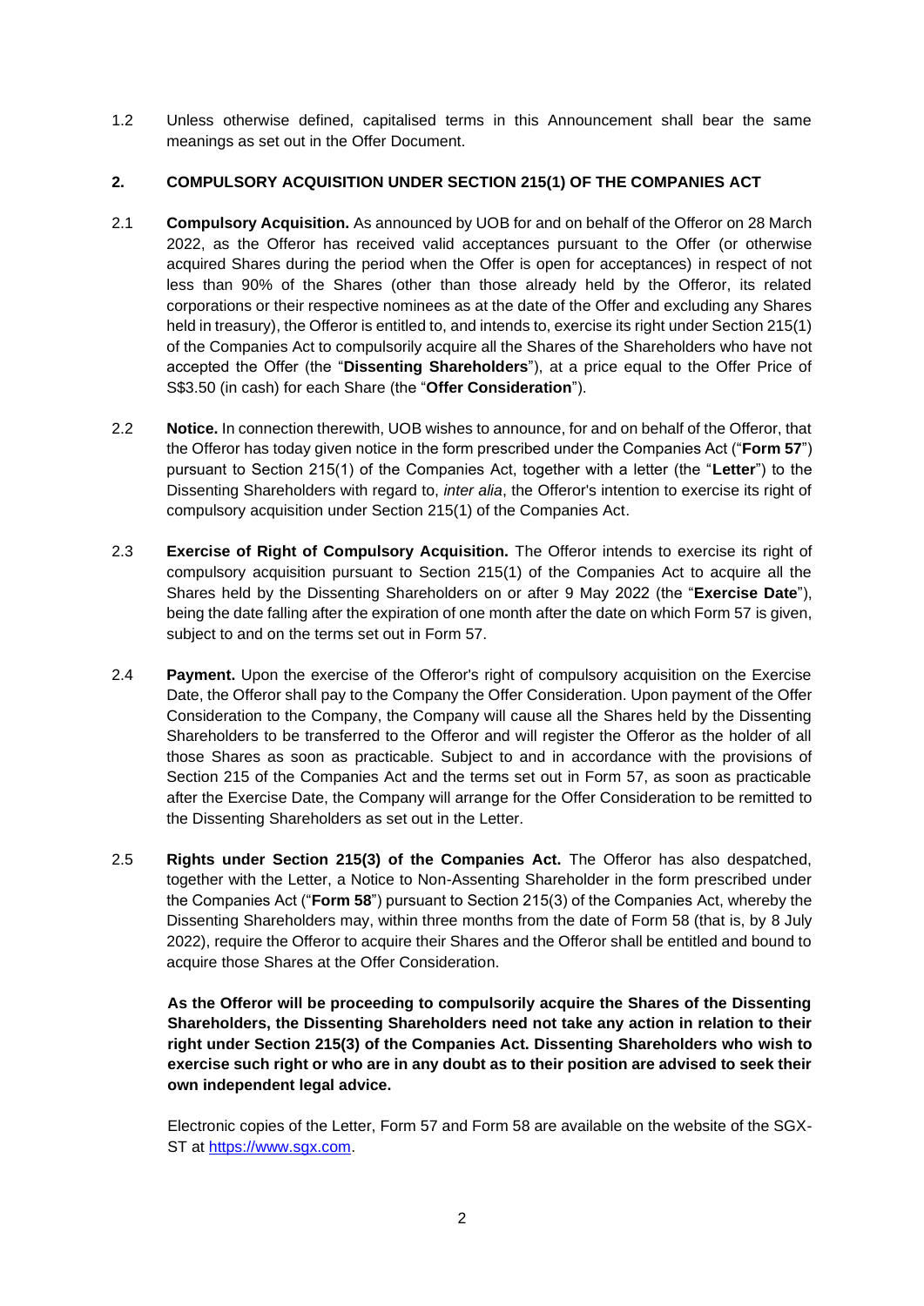1.2 Unless otherwise defined, capitalised terms in this Announcement shall bear the same meanings as set out in the Offer Document.

## 2. COMPULSORY ACQUISITION UNDER SECTION 215(1) OF THE COMPANIES ACT

2.1 **Compulsory Acquisition.** As announced by UOB for and on behalf of the Offeror on 28 March 2022, as the Offeror has received valid acceptances pursuant to the Offer (or otherwise acquired Shares during the period when the Offer is open for acceptances) in respect of not less than 90% of the Shares (other than those already held by the Offeror, its related corporations or their respective nominees as at the date of the Offer and excluding any Shares held in treasury), the Offeror is entitled to, and intends to, exercise its right under Section 215(1) of the Companies Act to compulsorily acquire all the Shares of the Shareholders who have not accepted the Offer (the "**Dissenting Shareholders**"), at a price equal to the Offer Price of S$3.50 (in cash) for each Share (the "**Offer Consideration**").

2.2 **Notice.** In connection therewith, UOB wishes to announce, for and on behalf of the Offeror, that the Offeror has today given notice in the form prescribed under the Companies Act ("**Form 57**") pursuant to Section 215(1) of the Companies Act, together with a letter (the "**Letter**") to the Dissenting Shareholders with regard to, *inter alia*, the Offeror's intention to exercise its right of compulsory acquisition under Section 215(1) of the Companies Act.

2.3 **Exercise of Right of Compulsory Acquisition.** The Offeror intends to exercise its right of compulsory acquisition pursuant to Section 215(1) of the Companies Act to acquire all the Shares held by the Dissenting Shareholders on or after 9 May 2022 (the "**Exercise Date**"), being the date falling after the expiration of one month after the date on which Form 57 is given, subject to and on the terms set out in Form 57.

2.4 **Payment.** Upon the exercise of the Offeror's right of compulsory acquisition on the Exercise Date, the Offeror shall pay to the Company the Offer Consideration. Upon payment of the Offer Consideration to the Company, the Company will cause all the Shares held by the Dissenting Shareholders to be transferred to the Offeror and will register the Offeror as the holder of all those Shares as soon as practicable. Subject to and in accordance with the provisions of Section 215 of the Companies Act and the terms set out in Form 57, as soon as practicable after the Exercise Date, the Company will arrange for the Offer Consideration to be remitted to the Dissenting Shareholders as set out in the Letter.

2.5 **Rights under Section 215(3) of the Companies Act.** The Offeror has also despatched, together with the Letter, a Notice to Non-Assenting Shareholder in the form prescribed under the Companies Act ("**Form 58**") pursuant to Section 215(3) of the Companies Act, whereby the Dissenting Shareholders may, within three months from the date of Form 58 (that is, by 8 July 2022), require the Offeror to acquire their Shares and the Offeror shall be entitled and bound to acquire those Shares at the Offer Consideration.

**As the Offeror will be proceeding to compulsorily acquire the Shares of the Dissenting Shareholders, the Dissenting Shareholders need not take any action in relation to their right under Section 215(3) of the Companies Act. Dissenting Shareholders who wish to exercise such right or who are in any doubt as to their position are advised to seek their own independent legal advice.**

Electronic copies of the Letter, Form 57 and Form 58 are available on the website of the SGX-ST at https://www.sgx.com.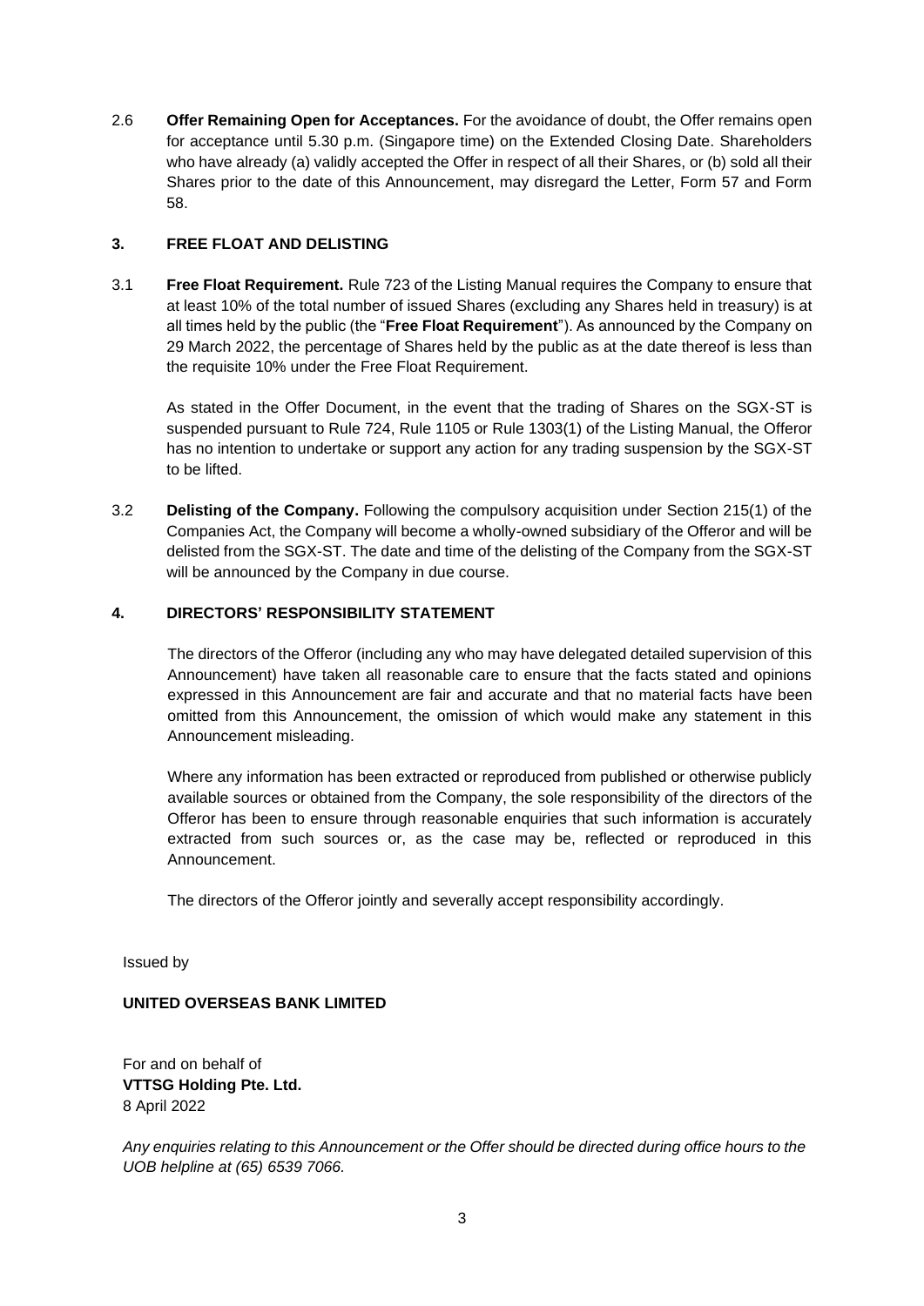2.6 **Offer Remaining Open for Acceptances.** For the avoidance of doubt, the Offer remains open for acceptance until 5.30 p.m. (Singapore time) on the Extended Closing Date. Shareholders who have already (a) validly accepted the Offer in respect of all their Shares, or (b) sold all their Shares prior to the date of this Announcement, may disregard the Letter, Form 57 and Form 58.

## 3. FREE FLOAT AND DELISTING

3.1 **Free Float Requirement.** Rule 723 of the Listing Manual requires the Company to ensure that at least 10% of the total number of issued Shares (excluding any Shares held in treasury) is at all times held by the public (the "**Free Float Requirement**"). As announced by the Company on 29 March 2022, the percentage of Shares held by the public as at the date thereof is less than the requisite 10% under the Free Float Requirement.

As stated in the Offer Document, in the event that the trading of Shares on the SGX-ST is suspended pursuant to Rule 724, Rule 1105 or Rule 1303(1) of the Listing Manual, the Offeror has no intention to undertake or support any action for any trading suspension by the SGX-ST to be lifted.

3.2 **Delisting of the Company.** Following the compulsory acquisition under Section 215(1) of the Companies Act, the Company will become a wholly-owned subsidiary of the Offeror and will be delisted from the SGX-ST. The date and time of the delisting of the Company from the SGX-ST will be announced by the Company in due course.

## 4. DIRECTORS' RESPONSIBILITY STATEMENT

The directors of the Offeror (including any who may have delegated detailed supervision of this Announcement) have taken all reasonable care to ensure that the facts stated and opinions expressed in this Announcement are fair and accurate and that no material facts have been omitted from this Announcement, the omission of which would make any statement in this Announcement misleading.

Where any information has been extracted or reproduced from published or otherwise publicly available sources or obtained from the Company, the sole responsibility of the directors of the Offeror has been to ensure through reasonable enquiries that such information is accurately extracted from such sources or, as the case may be, reflected or reproduced in this Announcement.

The directors of the Offeror jointly and severally accept responsibility accordingly.

Issued by

**UNITED OVERSEAS BANK LIMITED**

For and on behalf of
**VTTSG Holding Pte. Ltd.**
8 April 2022

*Any enquiries relating to this Announcement or the Offer should be directed during office hours to the UOB helpline at (65) 6539 7066.*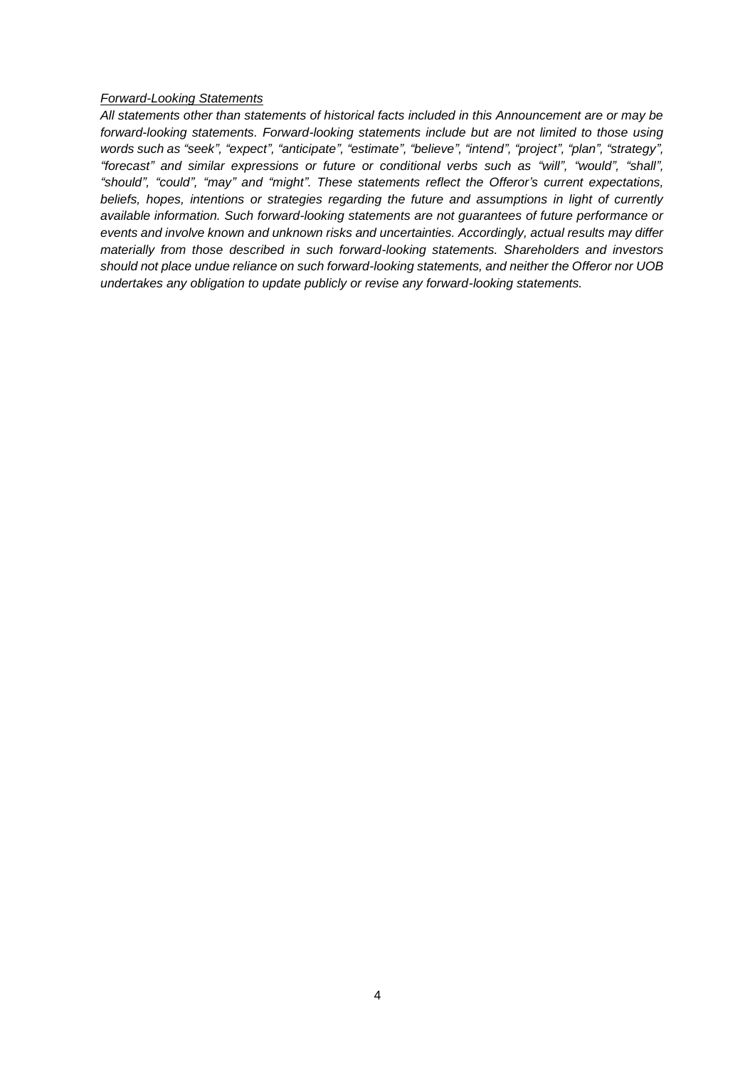*Forward-Looking Statements*

*All statements other than statements of historical facts included in this Announcement are or may be forward-looking statements. Forward-looking statements include but are not limited to those using words such as "seek", "expect", "anticipate", "estimate", "believe", "intend", "project", "plan", "strategy", "forecast" and similar expressions or future or conditional verbs such as "will", "would", "shall", "should", "could", "may" and "might". These statements reflect the Offeror's current expectations, beliefs, hopes, intentions or strategies regarding the future and assumptions in light of currently available information. Such forward-looking statements are not guarantees of future performance or events and involve known and unknown risks and uncertainties. Accordingly, actual results may differ materially from those described in such forward-looking statements. Shareholders and investors should not place undue reliance on such forward-looking statements, and neither the Offeror nor UOB undertakes any obligation to update publicly or revise any forward-looking statements.*